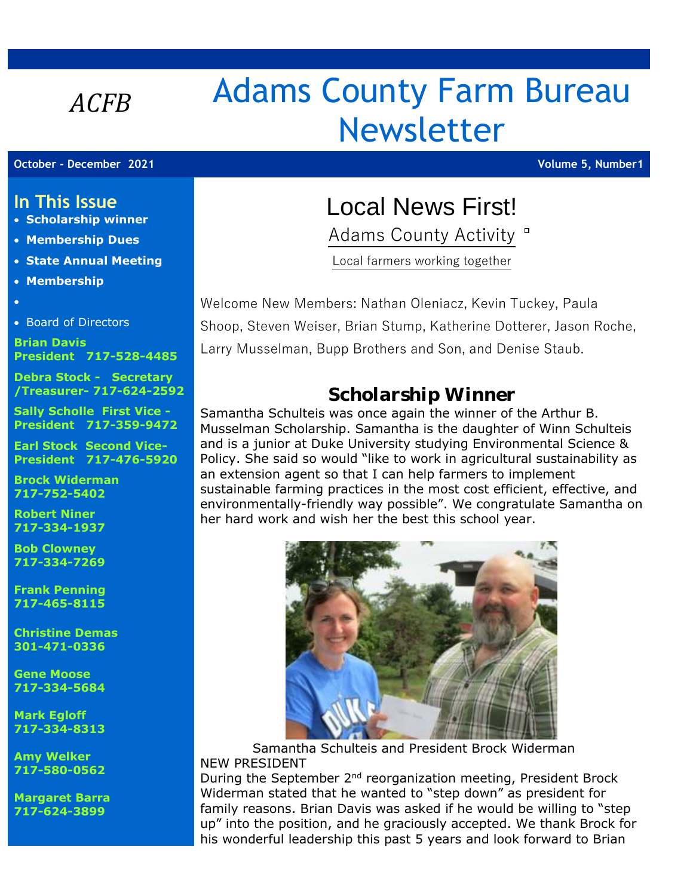*ACFB*

# Adams County Farm Bureau Newsletter

**October - December 2021** **Volume 5, Number1**

## In This Issue

- **Scholarship winner**
- **Membership Dues**
- **State Annual Meeting**
- **Membership**
-
- Board of Directors

**Brian Davis President 717-528-4485**

**Debra Stock - Secretary /Treasurer- 717-624-2592**

**Sally Scholle First Vice - President 717-359-9472**

**Earl Stock Second Vice-President 717-476-5920**

**Brock Widerman 717-752-5402**

**Robert Niner 717-334-1937**

**Bob Clowney 717-334-7269**

**Frank Penning 717-465-8115**

**Christine Demas 301-471-0336**

**Gene Moose 717-334-5684**

**Mark Egloff 717-334-8313**

**Amy Welker 717-580-0562**

**Margaret Barra 717-624-3899**

# Local News First!

## Adams County Activity

Local farmers working together

Welcome New Members: Nathan Oleniaczz, Kevin Tuckey, Paula Shoop, Steven Weiser, Brian Stump, Katherine Dotterer, Jason Roche, Larry Musselman, Bupp Brothers and Son, and Denise Staub.

## Scholarship Winner

Samantha Schulteis was once again the winner of the Arthur B. Musselman Scholarship. Samantha is the daughter of Winn Schulteis and is a junior at Duke University studying Environmental Science & Policy. She said so would "like to work in agricultural sustainability as an extension agent so that I can help farmers to implement sustainable farming practices in the most cost efficient, effective, and environmentally-friendly way possible". We congratulate Samantha on her hard work and wish her the best this school year.

Samantha Schulteis and President Brock Widerman

NEW PRESIDENT

During the September 2nd reorganization meeting, President Brock Widerman stated that he wanted to "step down" as president for family reasons. Brian Davis was asked if he would be willing to "step up" into the position, and he graciously accepted. We thank Brock for his wonderful leadership this past 5 years and look forward to Brian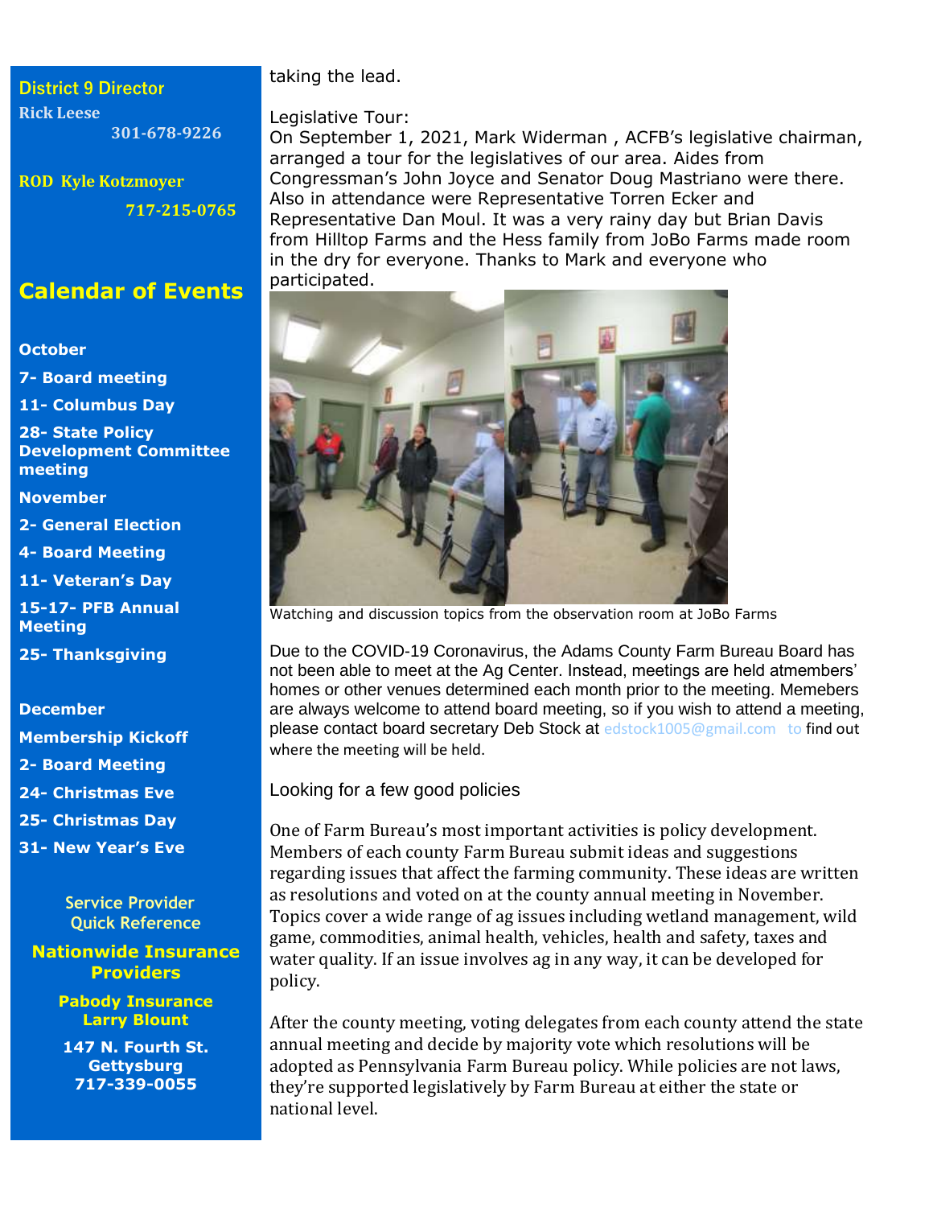**District 9 Director**
**Rick Leese**
**301-678-9226**

**ROD Kyle Kotzmoyer**
**717-215-0765**

## Calendar of Events

**October**

**7- Board meeting**

**11- Columbus Day**

**28- State Policy Development Committee meeting**

**November**

**2- General Election**

**4- Board Meeting**

**11- Veteran's Day**

**15-17- PFB Annual Meeting**

**25- Thanksgiving**

**December**

**Membership Kickoff**

**2- Board Meeting**

**24- Christmas Eve**

**25- Christmas Day**

**31- New Year's Eve**

Service Provider Quick Reference

**Nationwide Insurance Providers**

**Pabody Insurance**
**Larry Blount**

**147 N. Fourth St.**
**Gettysburg**
**717-339-0055**

taking the lead.

Legislative Tour:
On September 1, 2021, Mark Widerman , ACFB's legislative chairman, arranged a tour for the legislatives of our area. Aides from Congressman's John Joyce and Senator Doug Mastriano were there. Also in attendance were Representative Torren Ecker and Representative Dan Moul. It was a very rainy day but Brian Davis from Hilltop Farms and the Hess family from JoBo Farms made room in the dry for everyone. Thanks to Mark and everyone who participated.

Watching and discussion topics from the observation room at JoBo Farms

Due to the COVID-19 Coronavirus, the Adams County Farm Bureau Board has not been able to meet at the Ag Center. Instead, meetings are held atmembers' homes or other venues determined each month prior to the meeting. Memebers are always welcome to attend board meeting, so if you wish to attend a meeting, please contact board secretary Deb Stock at edstock1005@gmail.com to find out where the meeting will be held.

Looking for a few good policies

One of Farm Bureau's most important activities is policy development. Members of each county Farm Bureau submit ideas and suggestions regarding issues that affect the farming community. These ideas are written as resolutions and voted on at the county annual meeting in November. Topics cover a wide range of ag issues including wetland management, wild game, commodities, animal health, vehicles, health and safety, taxes and water quality. If an issue involves ag in any way, it can be developed for policy.

After the county meeting, voting delegates from each county attend the state annual meeting and decide by majority vote which resolutions will be adopted as Pennsylvania Farm Bureau policy. While policies are not laws, they're supported legislatively by Farm Bureau at either the state or national level.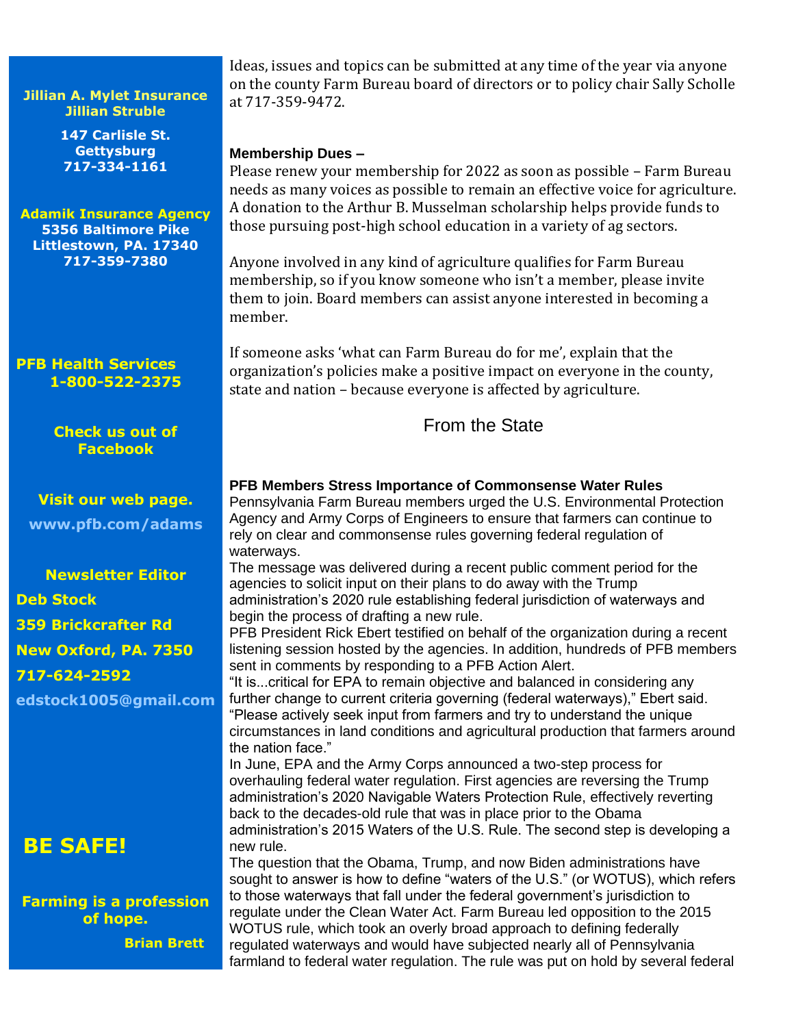**Jillian A. Mylet Insurance**
**Jillian Struble**

**147 Carlisle St.**
**Gettysburg**
**717-334-1161**

**Adamik Insurance Agency**
**5356 Baltimore Pike**
**Littlestown, PA. 17340**
**717-359-7380**

**PFB Health Services**
**1-800-522-2375**

**Check us out of Facebook**

**Visit our web page.**
**www.pfb.com/adams**

**Newsletter Editor**
**Deb Stock**
**359 Brickcrafter Rd**
**New Oxford, PA. 7350**
**717-624-2592**
**edstock1005@gmail.com**

**BE SAFE!**

**Farming is a profession of hope.**
**Brian Brett**

Ideas, issues and topics can be submitted at any time of the year via anyone on the county Farm Bureau board of directors or to policy chair Sally Scholle at 717-359-9472.

**Membership Dues –**
Please renew your membership for 2022 as soon as possible – Farm Bureau needs as many voices as possible to remain an effective voice for agriculture. A donation to the Arthur B. Musselman scholarship helps provide funds to those pursuing post-high school education in a variety of ag sectors.

Anyone involved in any kind of agriculture qualifies for Farm Bureau membership, so if you know someone who isn't a member, please invite them to join. Board members can assist anyone interested in becoming a member.

If someone asks 'what can Farm Bureau do for me', explain that the organization's policies make a positive impact on everyone in the county, state and nation – because everyone is affected by agriculture.

## From the State

**PFB Members Stress Importance of Commonsense Water Rules**
Pennsylvania Farm Bureau members urged the U.S. Environmental Protection Agency and Army Corps of Engineers to ensure that farmers can continue to rely on clear and commonsense rules governing federal regulation of waterways.
The message was delivered during a recent public comment period for the agencies to solicit input on their plans to do away with the Trump administration's 2020 rule establishing federal jurisdiction of waterways and begin the process of drafting a new rule.
PFB President Rick Ebert testified on behalf of the organization during a recent listening session hosted by the agencies. In addition, hundreds of PFB members sent in comments by responding to a PFB Action Alert.
"It is...critical for EPA to remain objective and balanced in considering any further change to current criteria governing (federal waterways)," Ebert said. "Please actively seek input from farmers and try to understand the unique circumstances in land conditions and agricultural production that farmers around the nation face."
In June, EPA and the Army Corps announced a two-step process for overhauling federal water regulation. First agencies are reversing the Trump administration's 2020 Navigable Waters Protection Rule, effectively reverting back to the decades-old rule that was in place prior to the Obama administration's 2015 Waters of the U.S. Rule. The second step is developing a new rule.
The question that the Obama, Trump, and now Biden administrations have sought to answer is how to define "waters of the U.S." (or WOTUS), which refers to those waterways that fall under the federal government's jurisdiction to regulate under the Clean Water Act. Farm Bureau led opposition to the 2015 WOTUS rule, which took an overly broad approach to defining federally regulated waterways and would have subjected nearly all of Pennsylvania farmland to federal water regulation. The rule was put on hold by several federal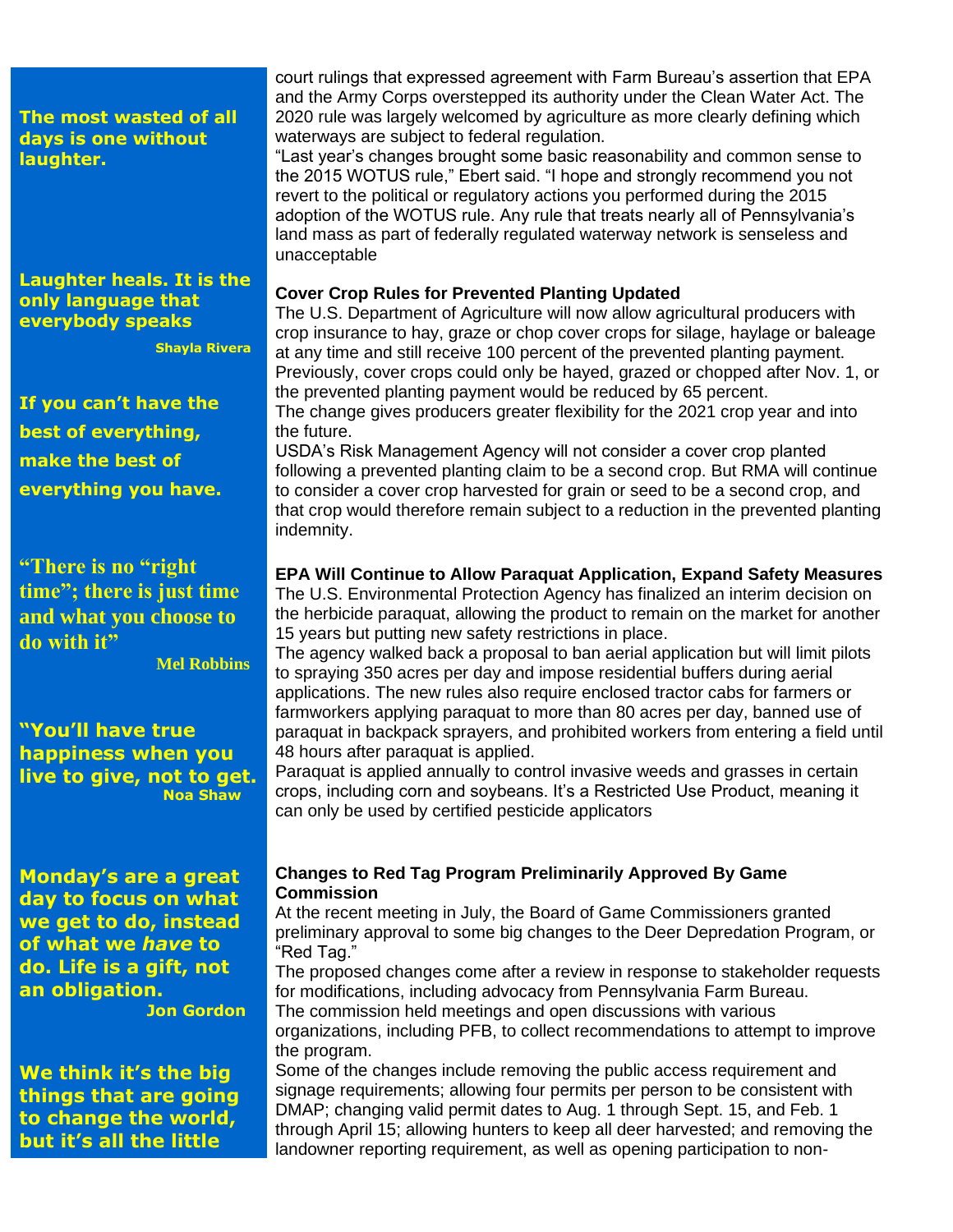**The most wasted of all days is one without laughter.**

**Laughter heals. It is the only language that everybody speaks**

**Shayla Rivera**

**If you can't have the best of everything, make the best of everything you have.**

**"There is no "right time"; there is just time and what you choose to do with it"**

**Mel Robbins**

**"You'll have true happiness when you live to give, not to get.**

**Noa Shaw**

**Monday's are a great day to focus on what we get to do, instead of what we *have* to do. Life is a gift, not an obligation.**

**Jon Gordon**

**We think it's the big things that are going to change the world, but it's all the little**

court rulings that expressed agreement with Farm Bureau's assertion that EPA and the Army Corps overstepped its authority under the Clean Water Act. The 2020 rule was largely welcomed by agriculture as more clearly defining which waterways are subject to federal regulation.

"Last year's changes brought some basic reasonability and common sense to the 2015 WOTUS rule," Ebert said. "I hope and strongly recommend you not revert to the political or regulatory actions you performed during the 2015 adoption of the WOTUS rule. Any rule that treats nearly all of Pennsylvania's land mass as part of federally regulated waterway network is senseless and unacceptable

### Cover Crop Rules for Prevented Planting Updated

The U.S. Department of Agriculture will now allow agricultural producers with crop insurance to hay, graze or chop cover crops for silage, haylage or baleage at any time and still receive 100 percent of the prevented planting payment. Previously, cover crops could only be hayed, grazed or chopped after Nov. 1, or the prevented planting payment would be reduced by 65 percent.

The change gives producers greater flexibility for the 2021 crop year and into the future.

USDA's Risk Management Agency will not consider a cover crop planted following a prevented planting claim to be a second crop. But RMA will continue to consider a cover crop harvested for grain or seed to be a second crop, and that crop would therefore remain subject to a reduction in the prevented planting indemnity.

### EPA Will Continue to Allow Paraquat Application, Expand Safety Measures

The U.S. Environmental Protection Agency has finalized an interim decision on the herbicide paraquat, allowing the product to remain on the market for another 15 years but putting new safety restrictions in place.

The agency walked back a proposal to ban aerial application but will limit pilots to spraying 350 acres per day and impose residential buffers during aerial applications. The new rules also require enclosed tractor cabs for farmers or farmworkers applying paraquat to more than 80 acres per day, banned use of paraquat in backpack sprayers, and prohibited workers from entering a field until 48 hours after paraquat is applied.

Paraquat is applied annually to control invasive weeds and grasses in certain crops, including corn and soybeans. It's a Restricted Use Product, meaning it can only be used by certified pesticide applicators

### Changes to Red Tag Program Preliminarily Approved By Game Commission

At the recent meeting in July, the Board of Game Commissioners granted preliminary approval to some big changes to the Deer Depredation Program, or "Red Tag."

The proposed changes come after a review in response to stakeholder requests for modifications, including advocacy from Pennsylvania Farm Bureau.

The commission held meetings and open discussions with various organizations, including PFB, to collect recommendations to attempt to improve the program.

Some of the changes include removing the public access requirement and signage requirements; allowing four permits per person to be consistent with DMAP; changing valid permit dates to Aug. 1 through Sept. 15, and Feb. 1 through April 15; allowing hunters to keep all deer harvested; and removing the landowner reporting requirement, as well as opening participation to non-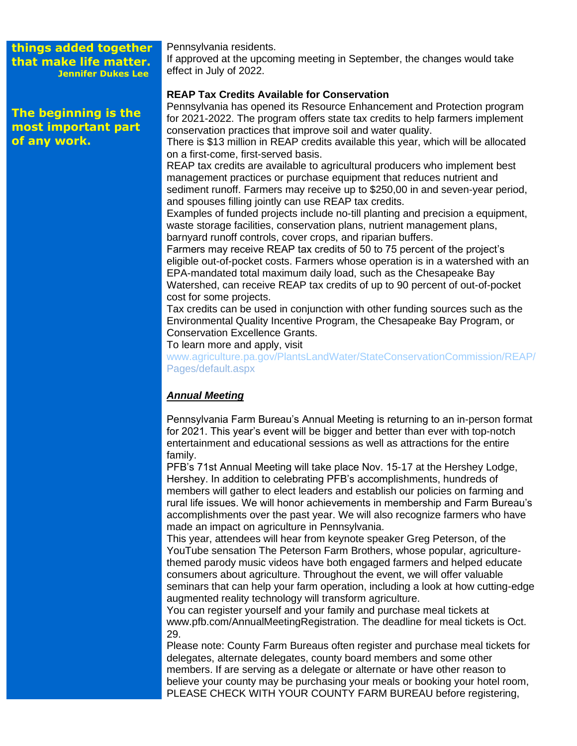**things added together that make life matter.**
**Jennifer Dukes Lee**

**The beginning is the most important part of any work.**

Pennsylvania residents.
If approved at the upcoming meeting in September, the changes would take effect in July of 2022.

**REAP Tax Credits Available for Conservation**

Pennsylvania has opened its Resource Enhancement and Protection program for 2021-2022. The program offers state tax credits to help farmers implement conservation practices that improve soil and water quality.
There is $13 million in REAP credits available this year, which will be allocated on a first-come, first-served basis.
REAP tax credits are available to agricultural producers who implement best management practices or purchase equipment that reduces nutrient and sediment runoff. Farmers may receive up to $250,00 in and seven-year period, and spouses filling jointly can use REAP tax credits.
Examples of funded projects include no-till planting and precision a equipment, waste storage facilities, conservation plans, nutrient management plans, barnyard runoff controls, cover crops, and riparian buffers.
Farmers may receive REAP tax credits of 50 to 75 percent of the project's eligible out-of-pocket costs. Farmers whose operation is in a watershed with an EPA-mandated total maximum daily load, such as the Chesapeake Bay Watershed, can receive REAP tax credits of up to 90 percent of out-of-pocket cost for some projects.
Tax credits can be used in conjunction with other funding sources such as the Environmental Quality Incentive Program, the Chesapeake Bay Program, or Conservation Excellence Grants.
To learn more and apply, visit
www.agriculture.pa.gov/PlantsLandWater/StateConservationCommission/REAP/Pages/default.aspx

***Annual Meeting***

Pennsylvania Farm Bureau's Annual Meeting is returning to an in-person format for 2021. This year's event will be bigger and better than ever with top-notch entertainment and educational sessions as well as attractions for the entire family.
PFB's 71st Annual Meeting will take place Nov. 15-17 at the Hershey Lodge, Hershey. In addition to celebrating PFB's accomplishments, hundreds of members will gather to elect leaders and establish our policies on farming and rural life issues. We will honor achievements in membership and Farm Bureau's accomplishments over the past year. We will also recognize farmers who have made an impact on agriculture in Pennsylvania.
This year, attendees will hear from keynote speaker Greg Peterson, of the YouTube sensation The Peterson Farm Brothers, whose popular, agriculture-themed parody music videos have both engaged farmers and helped educate consumers about agriculture. Throughout the event, we will offer valuable seminars that can help your farm operation, including a look at how cutting-edge augmented reality technology will transform agriculture.
You can register yourself and your family and purchase meal tickets at www.pfb.com/AnnualMeetingRegistration. The deadline for meal tickets is Oct. 29.
Please note: County Farm Bureaus often register and purchase meal tickets for delegates, alternate delegates, county board members and some other members. If are serving as a delegate or alternate or have other reason to believe your county may be purchasing your meals or booking your hotel room, PLEASE CHECK WITH YOUR COUNTY FARM BUREAU before registering,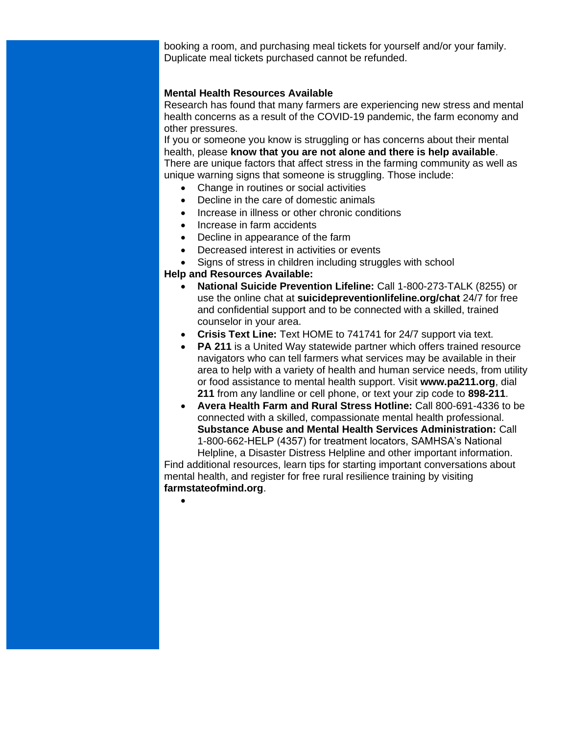booking a room, and purchasing meal tickets for yourself and/or your family. Duplicate meal tickets purchased cannot be refunded.

**Mental Health Resources Available**

Research has found that many farmers are experiencing new stress and mental health concerns as a result of the COVID-19 pandemic, the farm economy and other pressures.

If you or someone you know is struggling or has concerns about their mental health, please **know that you are not alone and there is help available**. There are unique factors that affect stress in the farming community as well as unique warning signs that someone is struggling. Those include:

- Change in routines or social activities
- Decline in the care of domestic animals
- Increase in illness or other chronic conditions
- Increase in farm accidents
- Decline in appearance of the farm
- Decreased interest in activities or events
- Signs of stress in children including struggles with school

**Help and Resources Available:**

- **National Suicide Prevention Lifeline:** Call 1-800-273-TALK (8255) or use the online chat at **suicidepreventionlifeline.org/chat** 24/7 for free and confidential support and to be connected with a skilled, trained counselor in your area.
- **Crisis Text Line:** Text HOME to 741741 for 24/7 support via text.
- **PA 211** is a United Way statewide partner which offers trained resource navigators who can tell farmers what services may be available in their area to help with a variety of health and human service needs, from utility or food assistance to mental health support. Visit **www.pa211.org**, dial **211** from any landline or cell phone, or text your zip code to **898-211**.
- **Avera Health Farm and Rural Stress Hotline:** Call 800-691-4336 to be connected with a skilled, compassionate mental health professional. **Substance Abuse and Mental Health Services Administration:** Call 1-800-662-HELP (4357) for treatment locators, SAMHSA's National Helpline, a Disaster Distress Helpline and other important information.

Find additional resources, learn tips for starting important conversations about mental health, and register for free rural resilience training by visiting **farmstateofmind.org**.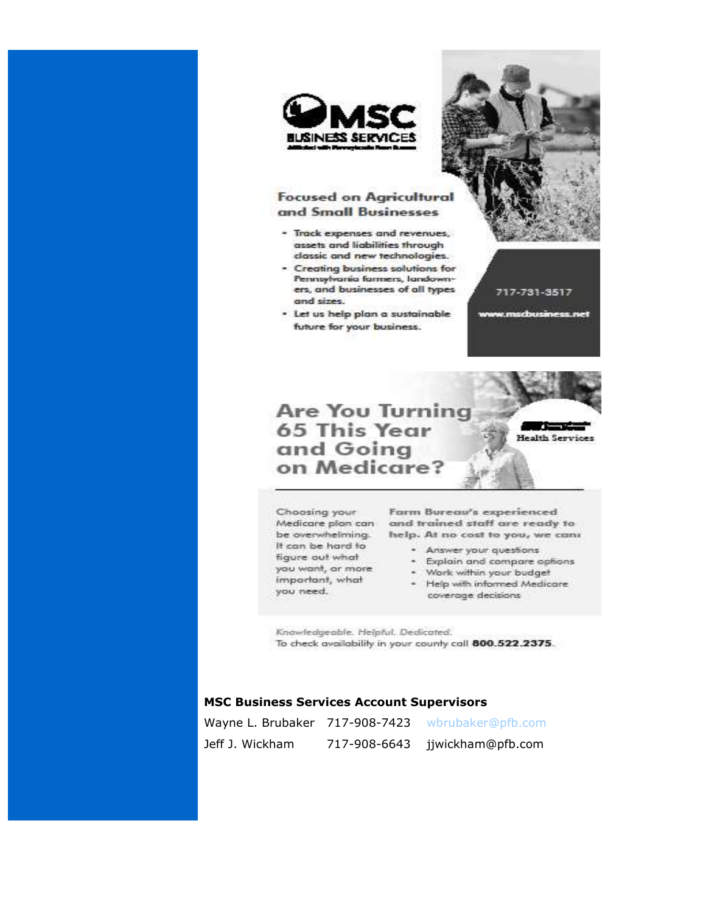MSC BUSINESS SERVICES

Affiliated with Pennsylvania Farm Bureau

## Focused on Agricultural and Small Businesses

- Track expenses and revenues, assets and liabilities through classic and new technologies.
- Creating business solutions for Pennsylvania farmers, landowners, and businesses of all types and sizes.
- Let us help plan a sustainable future for your business.

717-731-3517

www.mscbusiness.net

## Are You Turning 65 This Year and Going on Medicare?

Health Services

Choosing your Medicare plan can be overwhelming. It can be hard to figure out what you want, or more important, what you need.

Farm Bureau's experienced and trained staff are ready to help. At no cost to you, we can:

- Answer your questions
- Explain and compare options
- Work within your budget
- Help with informed Medicare coverage decisions

*Knowledgeable. Helpful. Dedicated.*

To check availability in your county call **800.522.2375**.

**MSC Business Services Account Supervisors**

| | | |
|---|---|---|
| Wayne L. Brubaker | 717-908-7423 | wbrubaker@pfb.com |
| Jeff J. Wickham | 717-908-6643 | jjwickham@pfb.com |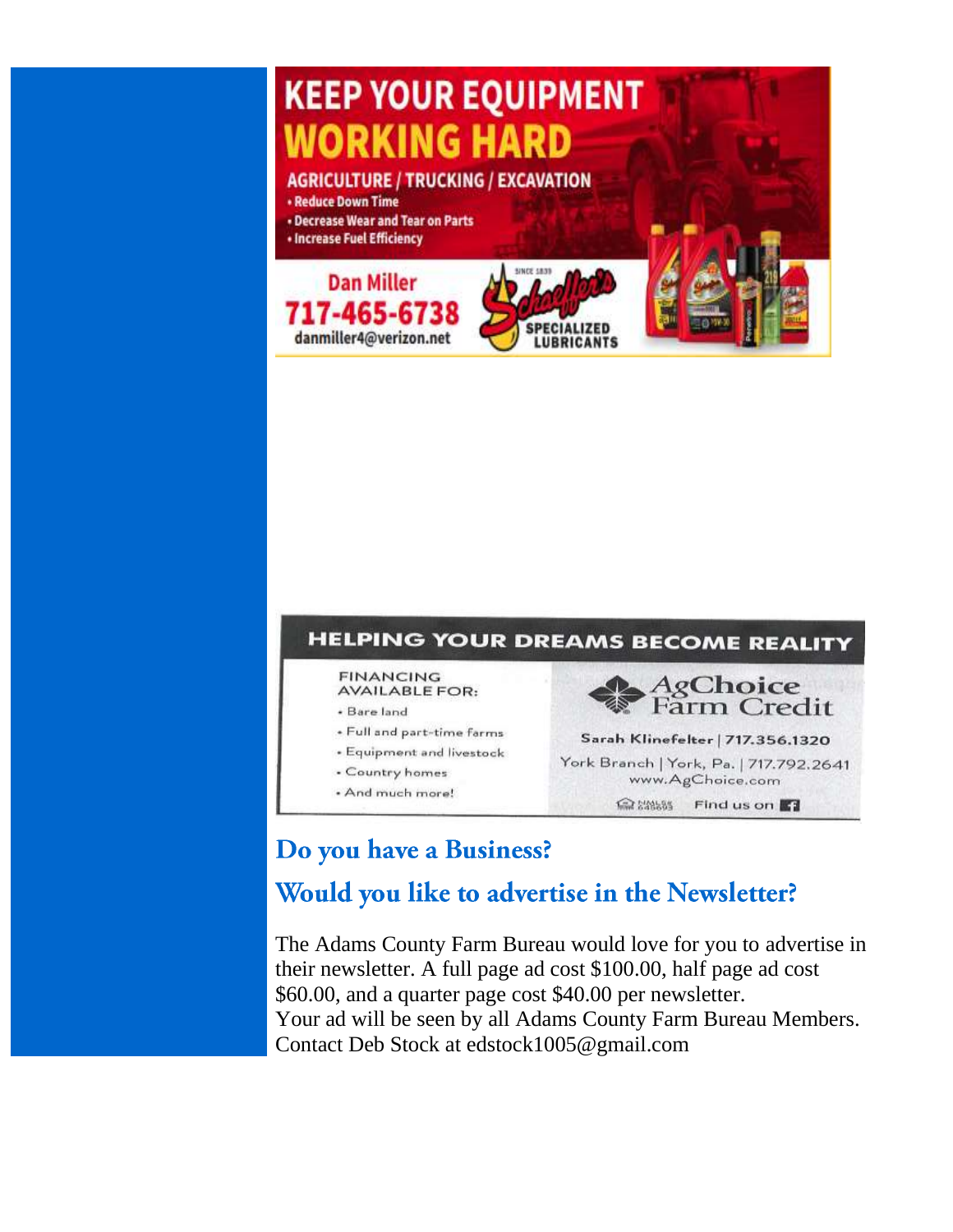KEEP YOUR EQUIPMENT
WORKING HARD

AGRICULTURE / TRUCKING / EXCAVATION

- Reduce Down Time
- Decrease Wear and Tear on Parts
- Increase Fuel Efficiency

Dan Miller
717-465-6738
danmiller4@verizon.net

Schaeffer's SINCE 1839 SPECIALIZED LUBRICANTS

HELPING YOUR DREAMS BECOME REALITY

FINANCING AVAILABLE FOR:

- Bare land
- Full and part-time farms
- Equipment and livestock
- Country homes
- And much more!

AgChoice Farm Credit

Sarah Klinefelter | 717.356.1320

York Branch | York, Pa. | 717.792.2641
www.AgChoice.com

Find us on

## Do you have a Business?

## Would you like to advertise in the Newsletter?

The Adams County Farm Bureau would love for you to advertise in their newsletter. A full page ad cost $100.00, half page ad cost $60.00, and a quarter page cost $40.00 per newsletter.
Your ad will be seen by all Adams County Farm Bureau Members.
Contact Deb Stock at edstock1005@gmail.com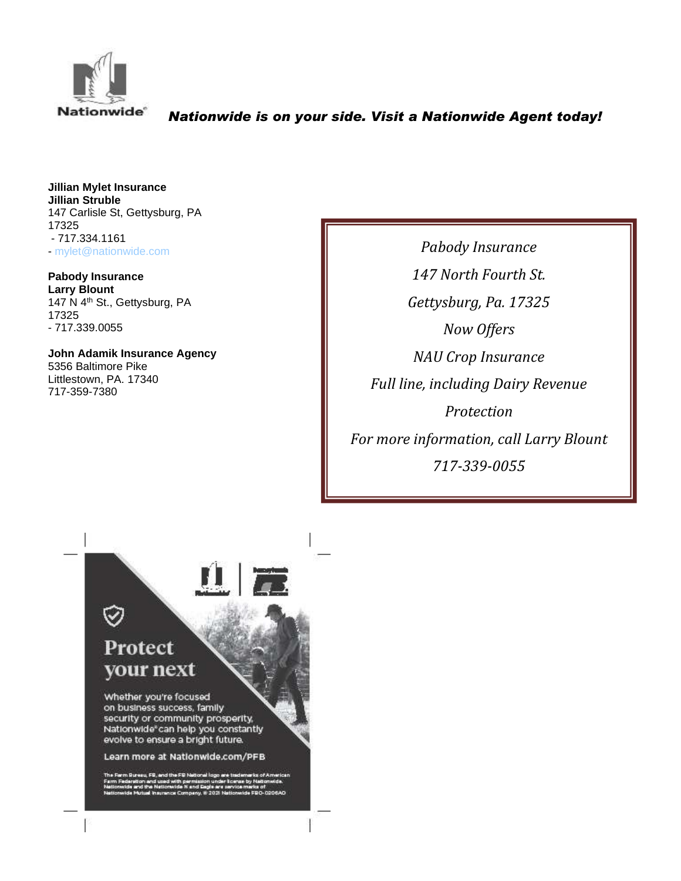Nationwide®

*Nationwide is on your side. Visit a Nationwide Agent today!*

**Jillian Mylet Insurance**
**Jillian Struble**
147 Carlisle St, Gettysburg, PA 17325
- 717.334.1161
- mylet@nationwide.com

**Pabody Insurance**
**Larry Blount**
147 N 4th St., Gettysburg, PA 17325
- 717.339.0055

**John Adamik Insurance Agency**
5356 Baltimore Pike
Littlestown, PA. 17340
717-359-7380

*Pabody Insurance*

*147 North Fourth St.*

*Gettysburg, Pa. 17325*

*Now Offers*

*NAU Crop Insurance*

*Full line, including Dairy Revenue Protection*

*For more information, call Larry Blount*

*717-339-0055*

**Protect your next**

Whether you're focused on business success, family security or community prosperity, Nationwide® can help you constantly evolve to ensure a bright future.

Learn more at Nationwide.com/PFB

The Farm Bureau, FB, and the FB National logo are trademarks of American Farm Federation and used with permission under license by Nationwide. Nationwide and the Nationwide N and Eagle are service marks of Nationwide Mutual Insurance Company. © 2021 Nationwide FBO-0206AO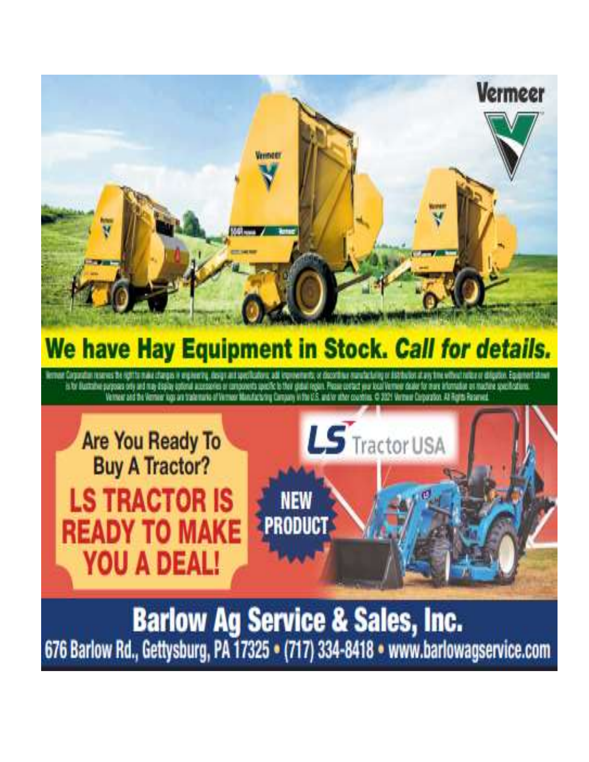Vermeer

## We have Hay Equipment in Stock. *Call for details.*

Vermeer Corporation reserves the right to make changes in engineering, design and specifications; add improvements; or discontinue manufacturing or distribution at any time without notice or obligation. Equipment shown is for illustrative purposes only and may display optional accessories or components specific to their global region. Please contact your local Vermeer dealer for more information on machine specifications. Vermeer and the Vermeer logo are trademarks of Vermeer Manufacturing Company in the U.S. and/or other countries. © 2021 Vermeer Corporation. All Rights Reserved.

Are You Ready To Buy A Tractor?

**LS TRACTOR IS READY TO MAKE YOU A DEAL!**

LS Tractor USA

NEW PRODUCT

## Barlow Ag Service & Sales, Inc.

676 Barlow Rd., Gettysburg, PA 17325 • (717) 334-8418 • www.barlowagservice.com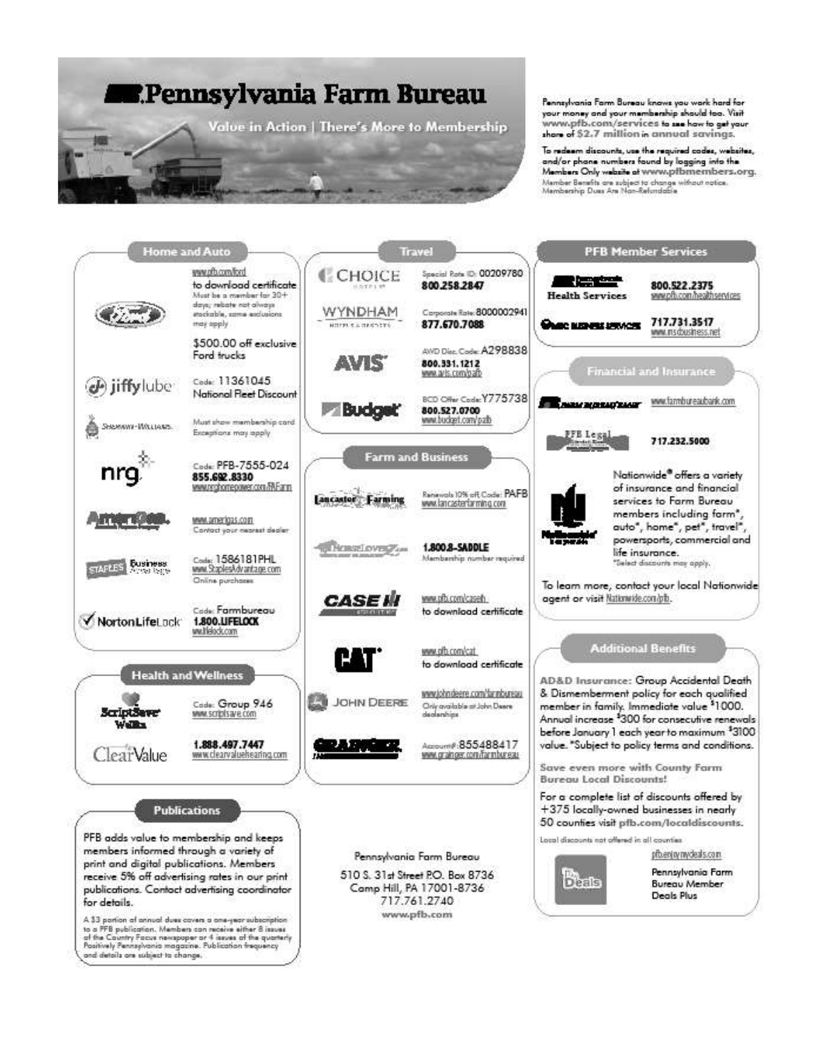# Pennsylvania Farm Bureau

Value in Action | There's More to Membership

Pennsylvania Farm Bureau knows you work hard for your money and your membership should too. Visit www.pfb.com/services to see how to get your share of $2.7 million in annual savings.

To redeem discounts, use the required codes, websites, and/or phone numbers found by logging into the Members Only website at www.pfbmembers.org. Member Benefits are subject to change without notice. Membership Dues Are Non-Refundable

## Home and Auto

**Ford** – www.pfb.com/ford to download certificate. Must be a member for 30+ days; rebate not always stackable, some exclusions may apply. $500.00 off exclusive Ford trucks

**jiffy lube** – Code: 11361045 National Fleet Discount

**Sherwin-Williams** – Must show membership card. Exceptions may apply

**nrg** – Code: PFB-7555-024 855.692.8330 www.nrghomepower.com/PAFarm

**AmeriGas** – www.amerigas.com Contact your nearest dealer

**Staples Business Advantage** – Code: 1586181PHL www.StaplesAdvantage.com Online purchases

**NortonLifeLock** – Code: Farmbureau 1.800.LIFELOCK www.lifelock.com

## Health and Wellness

**ScriptSave WellRx** – Code: Group 946 www.scriptsave.com

**ClearValue** – 1.888.497.7447 www.clearvaluehearing.com

## Publications

PFB adds value to membership and keeps members informed through a variety of print and digital publications. Members receive 5% off advertising rates in our print publications. Contact advertising coordinator for details.

A $3 portion of annual dues covers a one-year subscription to a PFB publication. Members can receive either 8 issues of the Country Focus newspaper or 4 issues of the quarterly Positively Pennsylvania magazine. Publication frequency and details are subject to change.

## Travel

**Choice Hotels** – Special Rate ID: 00209780 800.258.2847

**Wyndham Hotels & Resorts** – Corporate Rate: 8000002941 877.670.7088

**AVIS** – AWD Disc. Code: A298838 800.331.1212 www.avis.com/pafb

**Budget** – BCD Offer Code: Y775738 800.527.0700 www.budget.com/pafb

## Farm and Business

**Lancaster Farming** – Renewals 10% off Code: PAFB www.lancasterfarming.com

**HorseLoverZ** – 1.800.8-SADDLE Membership number required

**Case IH** – www.pfb.com/caseih to download certificate

**CAT** – www.pfb.com/cat to download certificate

**John Deere** – www.johndeere.com/farmbureau Only available at John Deere dealerships

**Grainger** – Account#: 855488417 www.grainger.com/farmbureau

Pennsylvania Farm Bureau
510 S. 31st Street P.O. Box 8736
Camp Hill, PA 17001-8736
717.761.2740
www.pfb.com

## PFB Member Services

**Pennsylvania Farm Bureau Health Services** – 800.522.2375 www.pfb.com/healthservices

**MSC Business Services** – 717.731.3517 www.mscbusiness.net

## Financial and Insurance

**Farm Bureau Bank** – www.farmbureaubank.com

**PFB Legal** – 717.232.5000

**Nationwide** – Nationwide® offers a variety of insurance and financial services to Farm Bureau members including farm*, auto*, home*, pet*, travel*, powersports, commercial and life insurance.
*Select discounts may apply.

To learn more, contact your local Nationwide agent or visit Nationwide.com/pfb.

## Additional Benefits

AD&D Insurance: Group Accidental Death & Dismemberment policy for each qualified member in family. Immediate value $1000. Annual increase $300 for consecutive renewals before January 1 each year to maximum $3100 value. *Subject to policy terms and conditions.

Save even more with County Farm Bureau Local Discounts!

For a complete list of discounts offered by +375 locally-owned businesses in nearly 50 counties visit pfb.com/localdiscounts.

Local discounts not offered in all counties

**The Deals** – pfb.enjoymydeals.com Pennsylvania Farm Bureau Member Deals Plus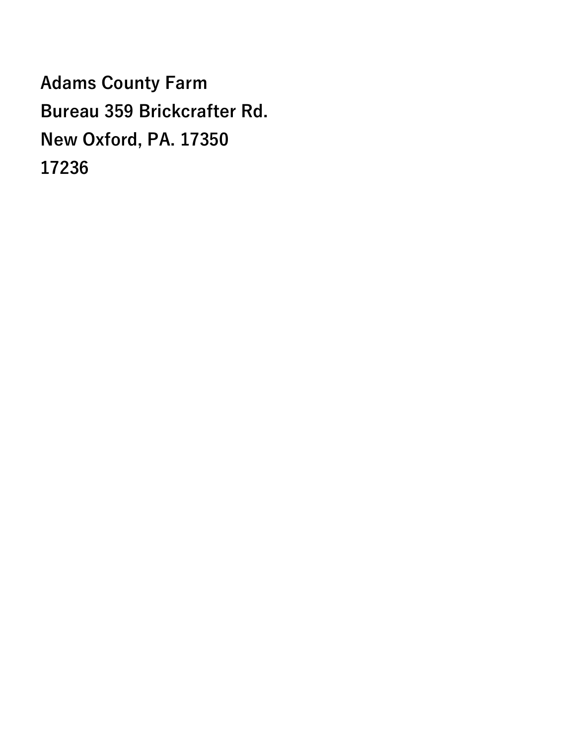**Adams County Farm**

**Bureau 359 Brickcrafter Rd.**

**New Oxford, PA. 17350**

**17236**